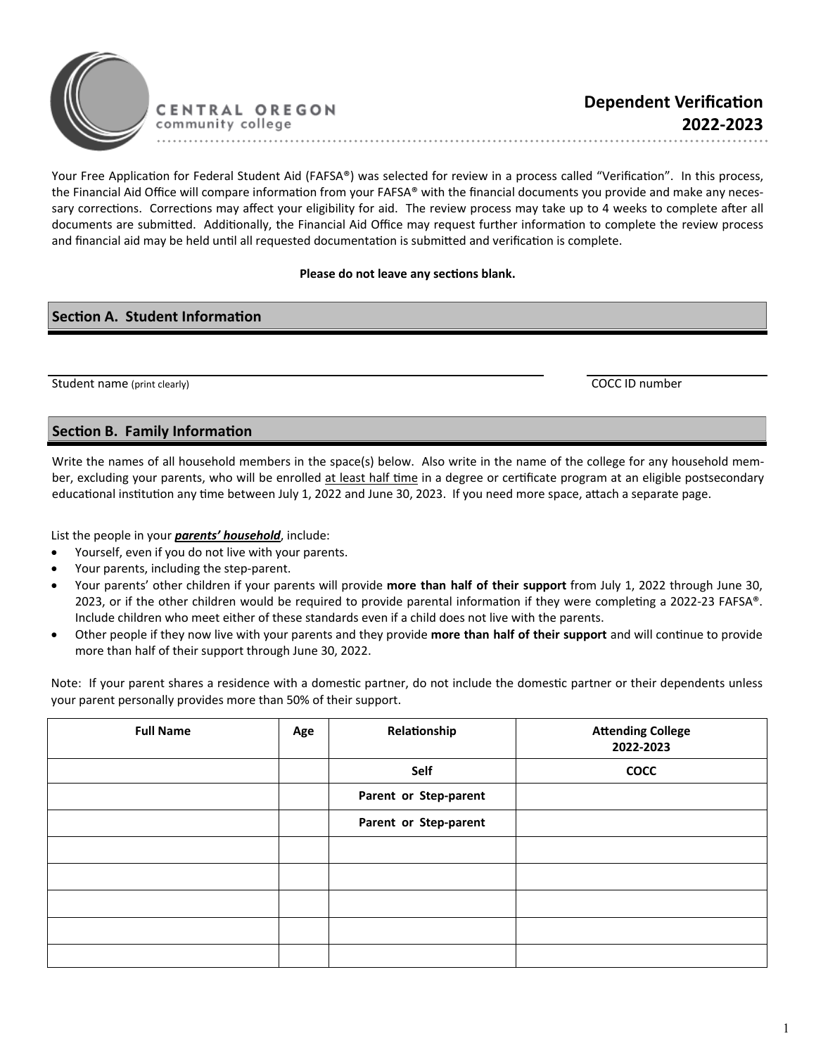CENTRAL OREGON
community college

# Dependent Verification 2022-2023

Your Free Application for Federal Student Aid (FAFSA®) was selected for review in a process called "Verification". In this process, the Financial Aid Office will compare information from your FAFSA® with the financial documents you provide and make any necessary corrections. Corrections may affect your eligibility for aid. The review process may take up to 4 weeks to complete after all documents are submitted. Additionally, the Financial Aid Office may request further information to complete the review process and financial aid may be held until all requested documentation is submitted and verification is complete.

**Please do not leave any sections blank.**

## Section A. Student Information

Student name (print clearly) ______________________________ COCC ID number ______________

## Section B. Family Information

Write the names of all household members in the space(s) below. Also write in the name of the college for any household member, excluding your parents, who will be enrolled at least half time in a degree or certificate program at an eligible postsecondary educational institution any time between July 1, 2022 and June 30, 2023. If you need more space, attach a separate page.

List the people in your ***parents' household***, include:

- Yourself, even if you do not live with your parents.
- Your parents, including the step-parent.
- Your parents' other children if your parents will provide **more than half of their support** from July 1, 2022 through June 30, 2023, or if the other children would be required to provide parental information if they were completing a 2022-23 FAFSA®. Include children who meet either of these standards even if a child does not live with the parents.
- Other people if they now live with your parents and they provide **more than half of their support** and will continue to provide more than half of their support through June 30, 2022.

Note: If your parent shares a residence with a domestic partner, do not include the domestic partner or their dependents unless your parent personally provides more than 50% of their support.

| Full Name | Age | Relationship | Attending College 2022-2023 |
|---|---|---|---|
| | | Self | COCC |
| | | Parent or Step-parent | |
| | | Parent or Step-parent | |
| | | | |
| | | | |
| | | | |
| | | | |
| | | | |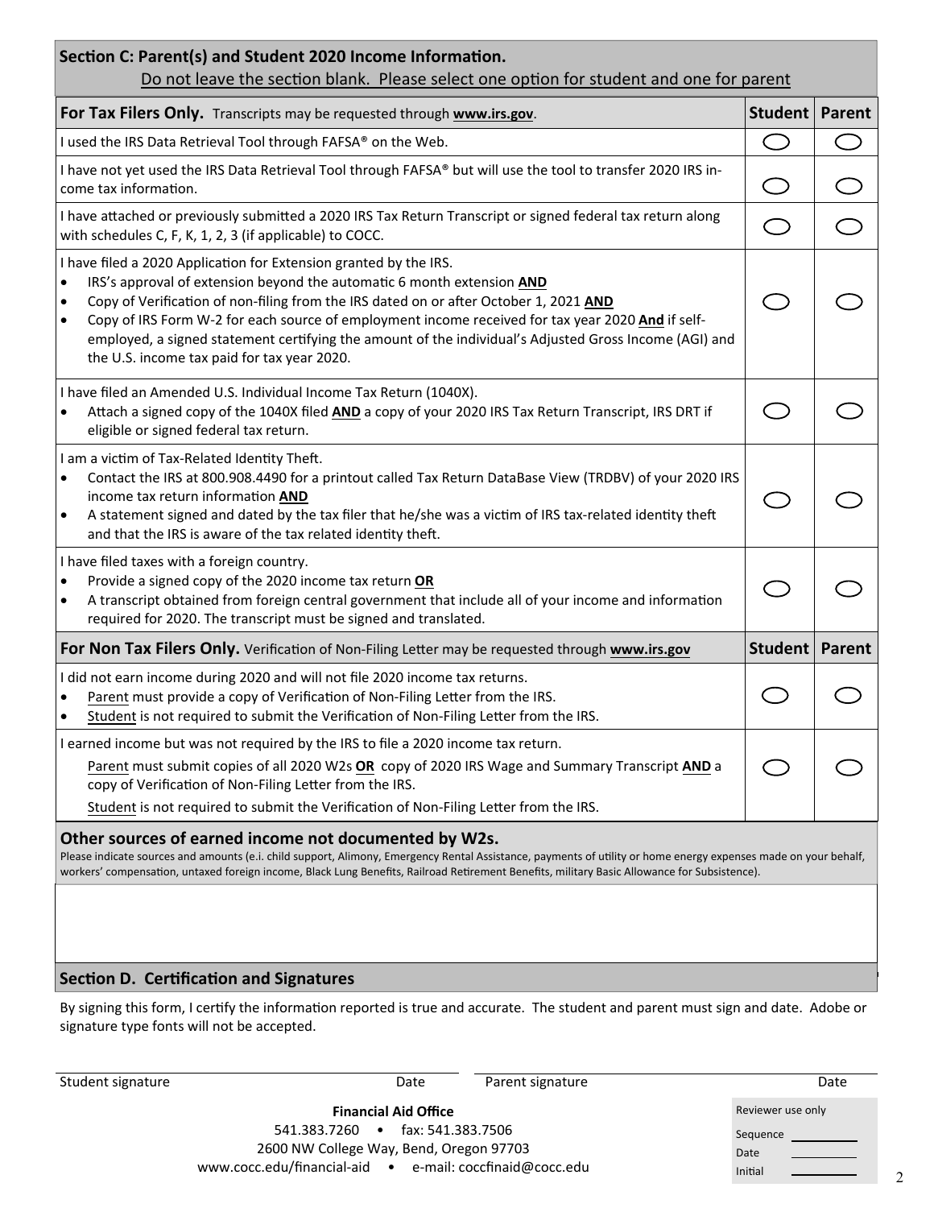## Section C: Parent(s) and Student 2020 Income Information.

Do not leave the section blank. Please select one option for student and one for parent

| **For Tax Filers Only.** Transcripts may be requested through **www.irs.gov**. | **Student** | **Parent** |
|---|---|---|
| I used the IRS Data Retrieval Tool through FAFSA® on the Web. | ◯ | ◯ |
| I have not yet used the IRS Data Retrieval Tool through FAFSA® but will use the tool to transfer 2020 IRS income tax information. | ◯ | ◯ |
| I have attached or previously submitted a 2020 IRS Tax Return Transcript or signed federal tax return along with schedules C, F, K, 1, 2, 3 (if applicable) to COCC. | ◯ | ◯ |
| I have filed a 2020 Application for Extension granted by the IRS. <br>• IRS's approval of extension beyond the automatic 6 month extension **AND** <br>• Copy of Verification of non-filing from the IRS dated on or after October 1, 2021 **AND** <br>• Copy of IRS Form W-2 for each source of employment income received for tax year 2020 **And** if self-employed, a signed statement certifying the amount of the individual's Adjusted Gross Income (AGI) and the U.S. income tax paid for tax year 2020. | ◯ | ◯ |
| I have filed an Amended U.S. Individual Income Tax Return (1040X). <br>• Attach a signed copy of the 1040X filed **AND** a copy of your 2020 IRS Tax Return Transcript, IRS DRT if eligible or signed federal tax return. | ◯ | ◯ |
| I am a victim of Tax-Related Identity Theft. <br>• Contact the IRS at 800.908.4490 for a printout called Tax Return DataBase View (TRDBV) of your 2020 IRS income tax return information **AND** <br>• A statement signed and dated by the tax filer that he/she was a victim of IRS tax-related identity theft and that the IRS is aware of the tax related identity theft. | ◯ | ◯ |
| I have filed taxes with a foreign country. <br>• Provide a signed copy of the 2020 income tax return **OR** <br>• A transcript obtained from foreign central government that include all of your income and information required for 2020. The transcript must be signed and translated. | ◯ | ◯ |
| **For Non Tax Filers Only.** Verification of Non-Filing Letter may be requested through **www.irs.gov** | **Student** | **Parent** |
| I did not earn income during 2020 and will not file 2020 income tax returns. <br>• Parent must provide a copy of Verification of Non-Filing Letter from the IRS. <br>• Student is not required to submit the Verification of Non-Filing Letter from the IRS. | ◯ | ◯ |
| I earned income but was not required by the IRS to file a 2020 income tax return. <br>Parent must submit copies of all 2020 W2s **OR** copy of 2020 IRS Wage and Summary Transcript **AND** a copy of Verification of Non-Filing Letter from the IRS. <br>Student is not required to submit the Verification of Non-Filing Letter from the IRS. | ◯ | ◯ |

### Other sources of earned income not documented by W2s.

Please indicate sources and amounts (e.i. child support, Alimony, Emergency Rental Assistance, payments of utility or home energy expenses made on your behalf, workers' compensation, untaxed foreign income, Black Lung Benefits, Railroad Retirement Benefits, military Basic Allowance for Subsistence).

## Section D. Certification and Signatures

By signing this form, I certify the information reported is true and accurate. The student and parent must sign and date. Adobe or signature type fonts will not be accepted.

Student signature ______________________ Date __________

Parent signature ______________________ Date __________

**Financial Aid Office**

541.383.7260 • fax: 541.383.7506

2600 NW College Way, Bend, Oregon 97703

www.cocc.edu/financial-aid • e-mail: coccfinaid@cocc.edu

Reviewer use only

Sequence __________

Date __________

Initial __________